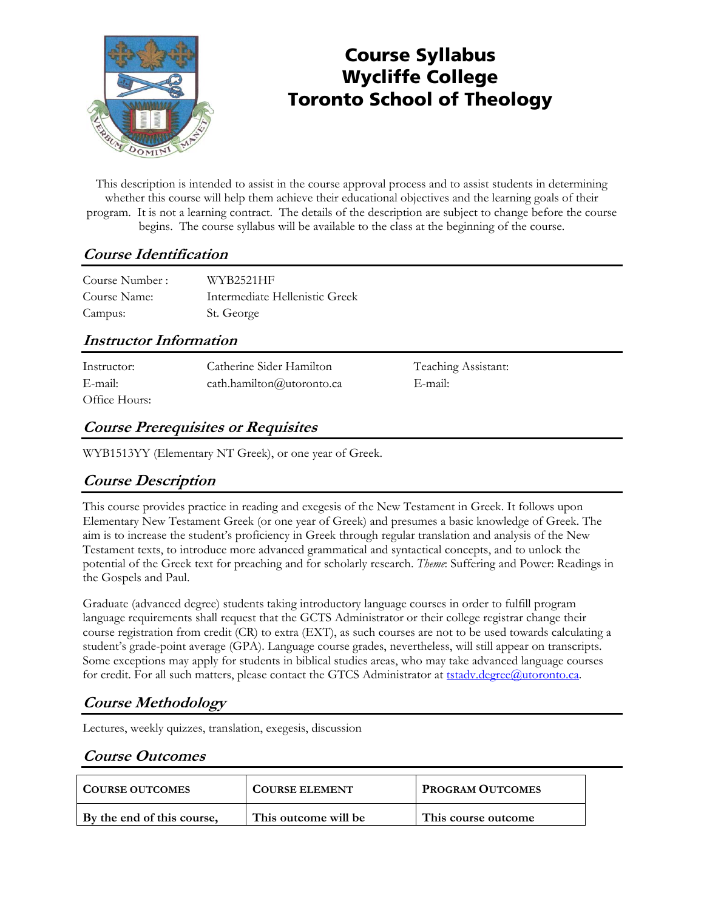# Course Syllabus
# Wycliffe College
# Toronto School of Theology

This description is intended to assist in the course approval process and to assist students in determining whether this course will help them achieve their educational objectives and the learning goals of their program. It is not a learning contract. The details of the description are subject to change before the course begins. The course syllabus will be available to the class at the beginning of the course.

## *Course Identification*

| | |
|---|---|
| Course Number : | WYB2521HF |
| Course Name: | Intermediate Hellenistic Greek |
| Campus: | St. George |

## *Instructor Information*

| | | |
|---|---|---|
| Instructor: | Catherine Sider Hamilton | Teaching Assistant: |
| E-mail: | cath.hamilton@utoronto.ca | E-mail: |
| Office Hours: | | |

## *Course Prerequisites or Requisites*

WYB1513YY (Elementary NT Greek), or one year of Greek.

## *Course Description*

This course provides practice in reading and exegesis of the New Testament in Greek. It follows upon Elementary New Testament Greek (or one year of Greek) and presumes a basic knowledge of Greek. The aim is to increase the student's proficiency in Greek through regular translation and analysis of the New Testament texts, to introduce more advanced grammatical and syntactical concepts, and to unlock the potential of the Greek text for preaching and for scholarly research. *Theme*: Suffering and Power: Readings in the Gospels and Paul.

Graduate (advanced degree) students taking introductory language courses in order to fulfill program language requirements shall request that the GCTS Administrator or their college registrar change their course registration from credit (CR) to extra (EXT), as such courses are not to be used towards calculating a student's grade-point average (GPA). Language course grades, nevertheless, will still appear on transcripts. Some exceptions may apply for students in biblical studies areas, who may take advanced language courses for credit. For all such matters, please contact the GTCS Administrator at tstadv.degree@utoronto.ca.

## *Course Methodology*

Lectures, weekly quizzes, translation, exegesis, discussion

## *Course Outcomes*

| **COURSE OUTCOMES** | **COURSE ELEMENT** | **PROGRAM OUTCOMES** |
|---|---|---|
| **By the end of this course,** | **This outcome will be** | **This course outcome** |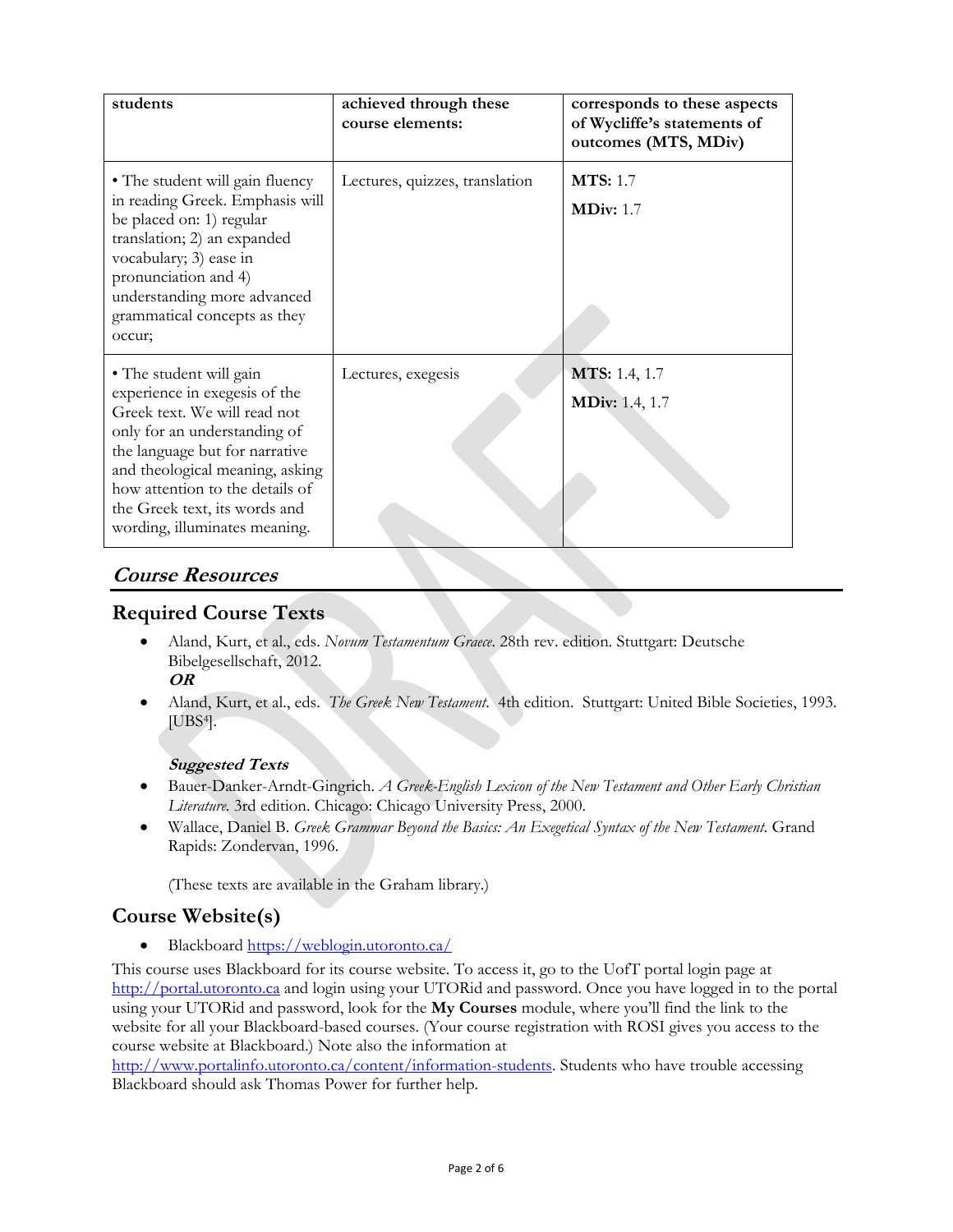| students | achieved through these course elements: | corresponds to these aspects of Wycliffe's statements of outcomes (MTS, MDiv) |
|---|---|---|
| • The student will gain fluency in reading Greek. Emphasis will be placed on: 1) regular translation; 2) an expanded vocabulary; 3) ease in pronunciation and 4) understanding more advanced grammatical concepts as they occur; | Lectures, quizzes, translation | **MTS:** 1.7<br>**MDiv:** 1.7 |
| • The student will gain experience in exegesis of the Greek text. We will read not only for an understanding of the language but for narrative and theological meaning, asking how attention to the details of the Greek text, its words and wording, illuminates meaning. | Lectures, exegesis | **MTS:** 1.4, 1.7<br>**MDiv:** 1.4, 1.7 |

## *Course Resources*

### Required Course Texts

- Aland, Kurt, et al., eds. *Novum Testamentum Graece*. 28th rev. edition. Stuttgart: Deutsche Bibelgesellschaft, 2012.
  ***OR***
- Aland, Kurt, et al., eds. *The Greek New Testament*. 4th edition. Stuttgart: United Bible Societies, 1993. [UBS4].

  ***Suggested Texts***
- Bauer-Danker-Arndt-Gingrich. *A Greek-English Lexicon of the New Testament and Other Early Christian Literature.* 3rd edition. Chicago: Chicago University Press, 2000.
- Wallace, Daniel B. *Greek Grammar Beyond the Basics: An Exegetical Syntax of the New Testament*. Grand Rapids: Zondervan, 1996.

  (These texts are available in the Graham library.)

### Course Website(s)

- Blackboard https://weblogin.utoronto.ca/

This course uses Blackboard for its course website. To access it, go to the UofT portal login page at http://portal.utoronto.ca and login using your UTORid and password. Once you have logged in to the portal using your UTORid and password, look for the **My Courses** module, where you'll find the link to the website for all your Blackboard-based courses. (Your course registration with ROSI gives you access to the course website at Blackboard.) Note also the information at http://www.portalinfo.utoronto.ca/content/information-students. Students who have trouble accessing Blackboard should ask Thomas Power for further help.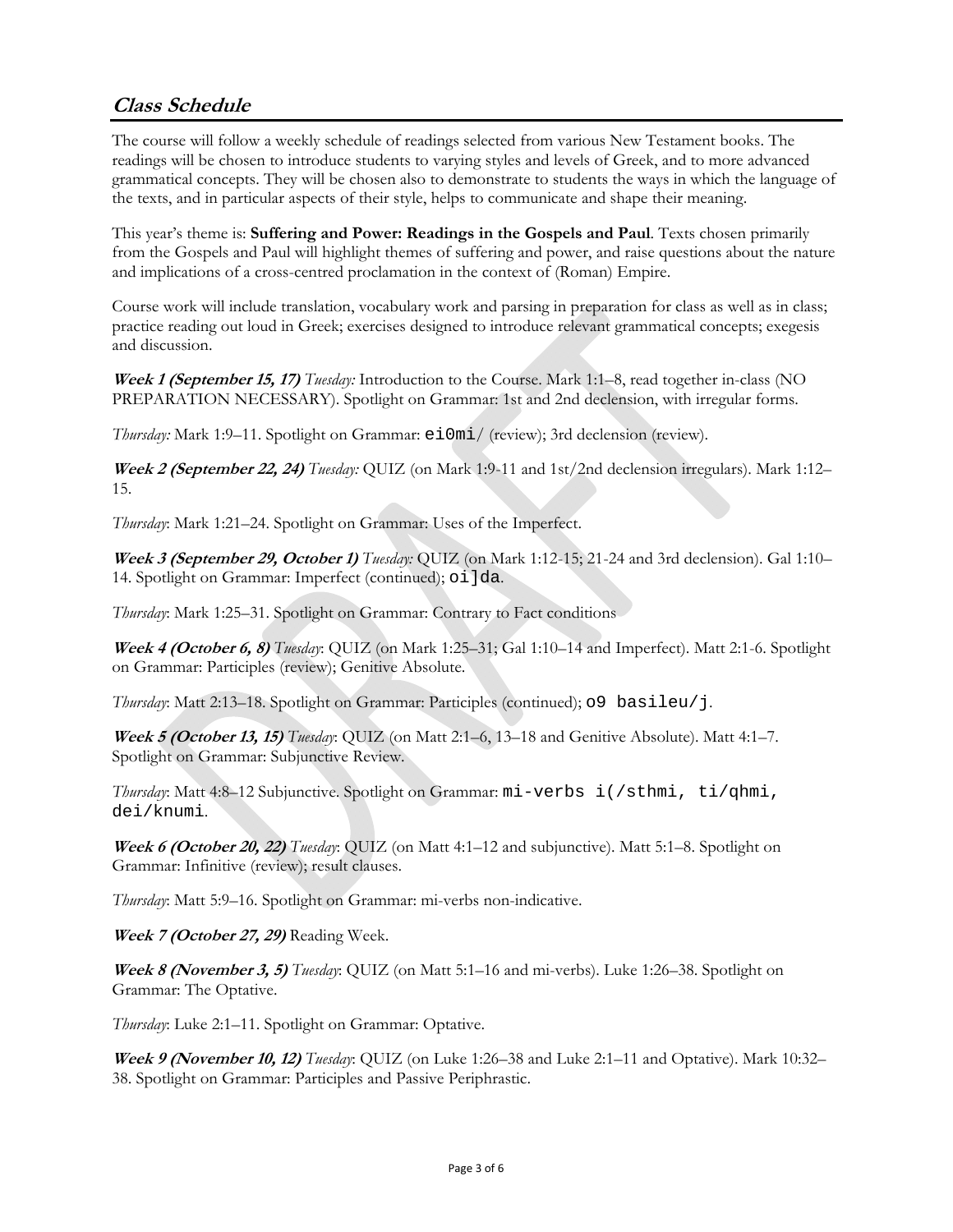## *Class Schedule*

The course will follow a weekly schedule of readings selected from various New Testament books. The readings will be chosen to introduce students to varying styles and levels of Greek, and to more advanced grammatical concepts. They will be chosen also to demonstrate to students the ways in which the language of the texts, and in particular aspects of their style, helps to communicate and shape their meaning.

This year's theme is: **Suffering and Power: Readings in the Gospels and Paul**. Texts chosen primarily from the Gospels and Paul will highlight themes of suffering and power, and raise questions about the nature and implications of a cross-centred proclamation in the context of (Roman) Empire.

Course work will include translation, vocabulary work and parsing in preparation for class as well as in class; practice reading out loud in Greek; exercises designed to introduce relevant grammatical concepts; exegesis and discussion.

***Week 1 (September 15, 17)*** *Tuesday:* Introduction to the Course. Mark 1:1–8, read together in-class (NO PREPARATION NECESSARY). Spotlight on Grammar: 1st and 2nd declension, with irregular forms.

*Thursday:* Mark 1:9–11. Spotlight on Grammar: ei0mi/ (review); 3rd declension (review).

***Week 2 (September 22, 24)*** *Tuesday:* QUIZ (on Mark 1:9-11 and 1st/2nd declension irregulars). Mark 1:12–15.

*Thursday*: Mark 1:21–24. Spotlight on Grammar: Uses of the Imperfect.

***Week 3 (September 29, October 1)*** *Tuesday:* QUIZ (on Mark 1:12-15; 21-24 and 3rd declension). Gal 1:10–14. Spotlight on Grammar: Imperfect (continued); oi]da.

*Thursday*: Mark 1:25–31. Spotlight on Grammar: Contrary to Fact conditions

***Week 4 (October 6, 8)*** *Tuesday*: QUIZ (on Mark 1:25–31; Gal 1:10–14 and Imperfect). Matt 2:1-6. Spotlight on Grammar: Participles (review); Genitive Absolute.

*Thursday*: Matt 2:13–18. Spotlight on Grammar: Participles (continued); o9 basileu/j.

***Week 5 (October 13, 15)*** *Tuesday*: QUIZ (on Matt 2:1–6, 13–18 and Genitive Absolute). Matt 4:1–7. Spotlight on Grammar: Subjunctive Review.

*Thursday*: Matt 4:8–12 Subjunctive. Spotlight on Grammar: mi-verbs i(/sthmi, ti/qhmi, dei/knumi.

***Week 6 (October 20, 22)*** *Tuesday*: QUIZ (on Matt 4:1–12 and subjunctive). Matt 5:1–8. Spotlight on Grammar: Infinitive (review); result clauses.

*Thursday*: Matt 5:9–16. Spotlight on Grammar: mi-verbs non-indicative.

***Week 7 (October 27, 29)*** Reading Week.

***Week 8 (November 3, 5)*** *Tuesday*: QUIZ (on Matt 5:1–16 and mi-verbs). Luke 1:26–38. Spotlight on Grammar: The Optative.

*Thursday*: Luke 2:1–11. Spotlight on Grammar: Optative.

***Week 9 (November 10, 12)*** *Tuesday*: QUIZ (on Luke 1:26–38 and Luke 2:1–11 and Optative). Mark 10:32–38. Spotlight on Grammar: Participles and Passive Periphrastic.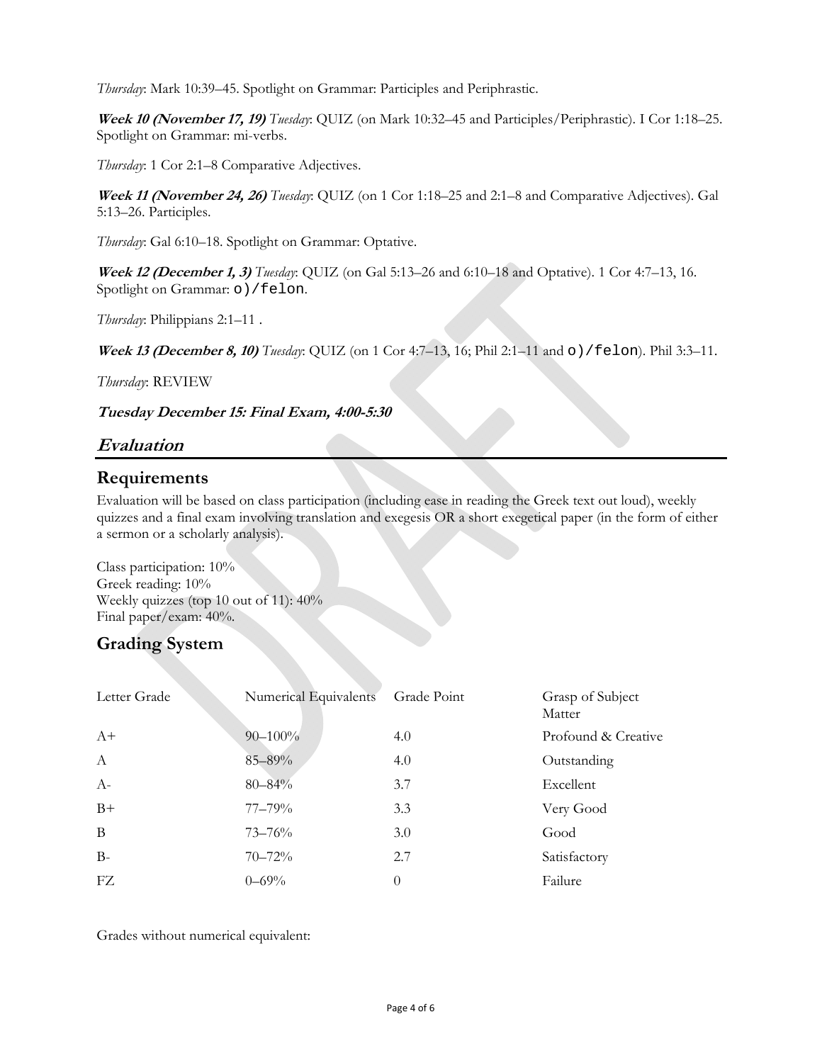*Thursday*: Mark 10:39–45. Spotlight on Grammar: Participles and Periphrastic.

***Week 10 (November 17, 19)*** *Tuesday*: QUIZ (on Mark 10:32–45 and Participles/Periphrastic). I Cor 1:18–25. Spotlight on Grammar: mi-verbs.

*Thursday*: 1 Cor 2:1–8 Comparative Adjectives.

***Week 11 (November 24, 26)*** *Tuesday*: QUIZ (on 1 Cor 1:18–25 and 2:1–8 and Comparative Adjectives). Gal 5:13–26. Participles.

*Thursday*: Gal 6:10–18. Spotlight on Grammar: Optative.

***Week 12 (December 1, 3)*** *Tuesday*: QUIZ (on Gal 5:13–26 and 6:10–18 and Optative). 1 Cor 4:7–13, 16. Spotlight on Grammar: o)/felon.

*Thursday*: Philippians 2:1–11 .

***Week 13 (December 8, 10)*** *Tuesday*: QUIZ (on 1 Cor 4:7–13, 16; Phil 2:1–11 and o)/felon). Phil 3:3–11.

*Thursday*: REVIEW

***Tuesday December 15: Final Exam, 4:00-5:30***

# *Evaluation*

## Requirements

Evaluation will be based on class participation (including ease in reading the Greek text out loud), weekly quizzes and a final exam involving translation and exegesis OR a short exegetical paper (in the form of either a sermon or a scholarly analysis).

Class participation: 10%
Greek reading: 10%
Weekly quizzes (top 10 out of 11): 40%
Final paper/exam: 40%.

## Grading System

| Letter Grade | Numerical Equivalents | Grade Point | Grasp of Subject Matter |
|---|---|---|---|
| A+ | 90–100% | 4.0 | Profound & Creative |
| A | 85–89% | 4.0 | Outstanding |
| A- | 80–84% | 3.7 | Excellent |
| B+ | 77–79% | 3.3 | Very Good |
| B | 73–76% | 3.0 | Good |
| B- | 70–72% | 2.7 | Satisfactory |
| FZ | 0–69% | 0 | Failure |

Grades without numerical equivalent: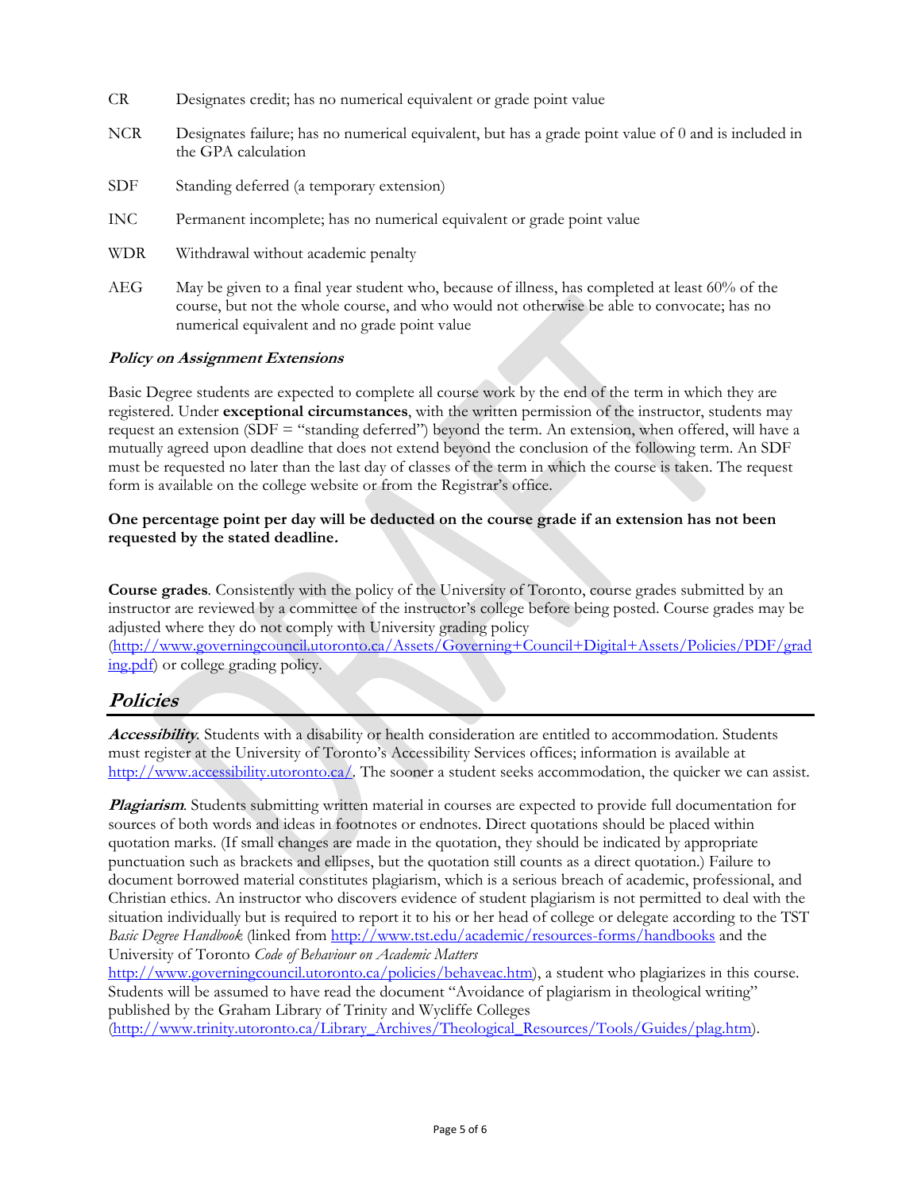| | |
|---|---|
| CR | Designates credit; has no numerical equivalent or grade point value |
| NCR | Designates failure; has no numerical equivalent, but has a grade point value of 0 and is included in the GPA calculation |
| SDF | Standing deferred (a temporary extension) |
| INC | Permanent incomplete; has no numerical equivalent or grade point value |
| WDR | Withdrawal without academic penalty |
| AEG | May be given to a final year student who, because of illness, has completed at least 60% of the course, but not the whole course, and who would not otherwise be able to convocate; has no numerical equivalent and no grade point value |

***Policy on Assignment Extensions***

Basic Degree students are expected to complete all course work by the end of the term in which they are registered. Under **exceptional circumstances**, with the written permission of the instructor, students may request an extension (SDF = "standing deferred") beyond the term. An extension, when offered, will have a mutually agreed upon deadline that does not extend beyond the conclusion of the following term. An SDF must be requested no later than the last day of classes of the term in which the course is taken. The request form is available on the college website or from the Registrar's office.

**One percentage point per day will be deducted on the course grade if an extension has not been requested by the stated deadline.**

**Course grades**. Consistently with the policy of the University of Toronto, course grades submitted by an instructor are reviewed by a committee of the instructor's college before being posted. Course grades may be adjusted where they do not comply with University grading policy (http://www.governingcouncil.utoronto.ca/Assets/Governing+Council+Digital+Assets/Policies/PDF/grading.pdf) or college grading policy.

## *Policies*

***Accessibility***. Students with a disability or health consideration are entitled to accommodation. Students must register at the University of Toronto's Accessibility Services offices; information is available at http://www.accessibility.utoronto.ca/. The sooner a student seeks accommodation, the quicker we can assist.

***Plagiarism***. Students submitting written material in courses are expected to provide full documentation for sources of both words and ideas in footnotes or endnotes. Direct quotations should be placed within quotation marks. (If small changes are made in the quotation, they should be indicated by appropriate punctuation such as brackets and ellipses, but the quotation still counts as a direct quotation.) Failure to document borrowed material constitutes plagiarism, which is a serious breach of academic, professional, and Christian ethics. An instructor who discovers evidence of student plagiarism is not permitted to deal with the situation individually but is required to report it to his or her head of college or delegate according to the TST *Basic Degree Handbook* (linked from http://www.tst.edu/academic/resources-forms/handbooks and the University of Toronto *Code of Behaviour on Academic Matters* http://www.governingcouncil.utoronto.ca/policies/behaveac.htm), a student who plagiarizes in this course. Students will be assumed to have read the document "Avoidance of plagiarism in theological writing" published by the Graham Library of Trinity and Wycliffe Colleges (http://www.trinity.utoronto.ca/Library_Archives/Theological_Resources/Tools/Guides/plag.htm).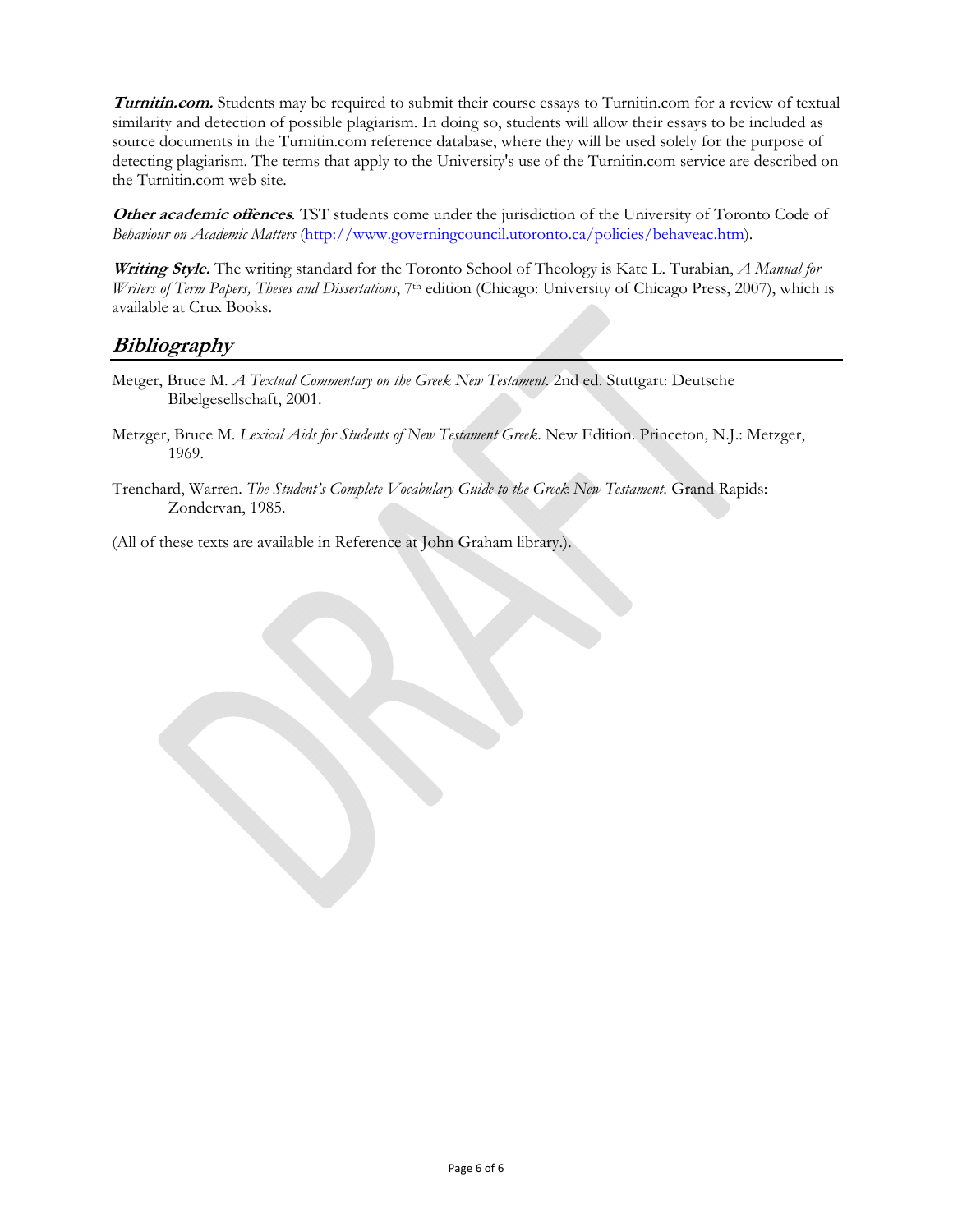***Turnitin.com.*** Students may be required to submit their course essays to Turnitin.com for a review of textual similarity and detection of possible plagiarism. In doing so, students will allow their essays to be included as source documents in the Turnitin.com reference database, where they will be used solely for the purpose of detecting plagiarism. The terms that apply to the University's use of the Turnitin.com service are described on the Turnitin.com web site.

***Other academic offences***. TST students come under the jurisdiction of the University of Toronto Code of *Behaviour on Academic Matters* (http://www.governingcouncil.utoronto.ca/policies/behaveac.htm).

***Writing Style.*** The writing standard for the Toronto School of Theology is Kate L. Turabian, *A Manual for Writers of Term Papers, Theses and Dissertations*, 7th edition (Chicago: University of Chicago Press, 2007), which is available at Crux Books.

## *Bibliography*

Metger, Bruce M. *A Textual Commentary on the Greek New Testament.* 2nd ed. Stuttgart: Deutsche Bibelgesellschaft, 2001.

Metzger, Bruce M. *Lexical Aids for Students of New Testament Greek*. New Edition. Princeton, N.J.: Metzger, 1969.

Trenchard, Warren. *The Student's Complete Vocabulary Guide to the Greek New Testament.* Grand Rapids: Zondervan, 1985.

(All of these texts are available in Reference at John Graham library.).